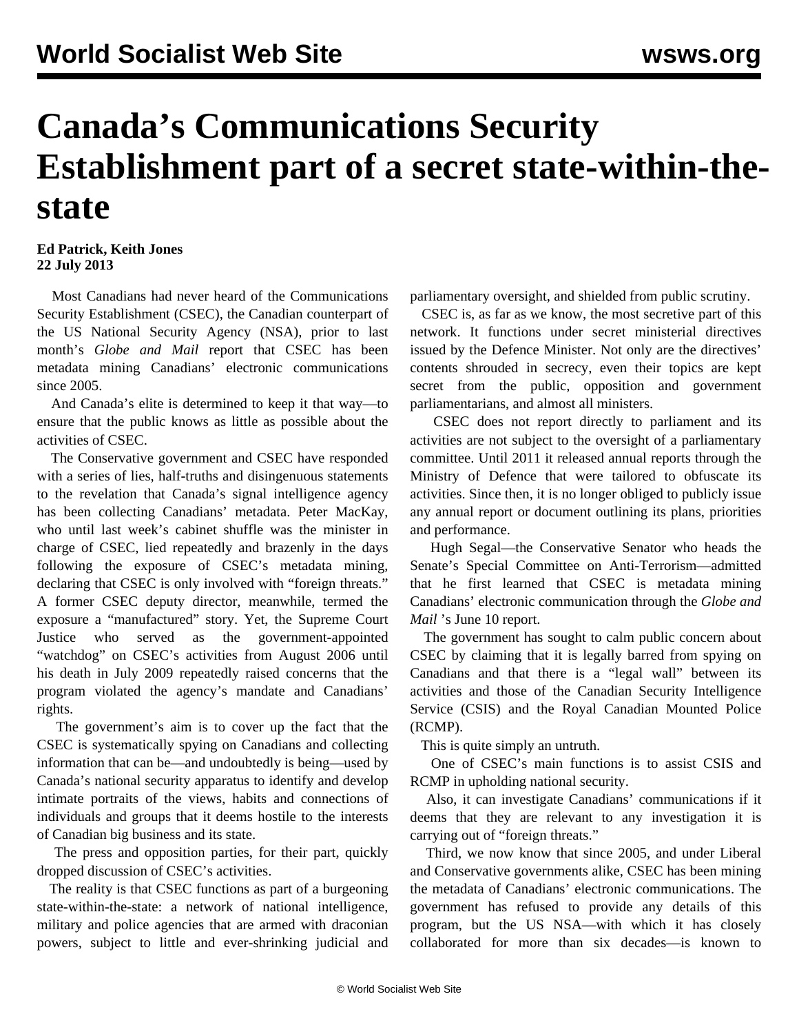# Canada's Communications Security Establishment part of a secret state-within-the-state

**Ed Patrick, Keith Jones**
**22 July 2013**

Most Canadians had never heard of the Communications Security Establishment (CSEC), the Canadian counterpart of the US National Security Agency (NSA), prior to last month's *Globe and Mail* report that CSEC has been metadata mining Canadians' electronic communications since 2005.

And Canada's elite is determined to keep it that way—to ensure that the public knows as little as possible about the activities of CSEC.

The Conservative government and CSEC have responded with a series of lies, half-truths and disingenuous statements to the revelation that Canada's signal intelligence agency has been collecting Canadians' metadata. Peter MacKay, who until last week's cabinet shuffle was the minister in charge of CSEC, lied repeatedly and brazenly in the days following the exposure of CSEC's metadata mining, declaring that CSEC is only involved with "foreign threats." A former CSEC deputy director, meanwhile, termed the exposure a "manufactured" story. Yet, the Supreme Court Justice who served as the government-appointed "watchdog" on CSEC's activities from August 2006 until his death in July 2009 repeatedly raised concerns that the program violated the agency's mandate and Canadians' rights.

The government's aim is to cover up the fact that the CSEC is systematically spying on Canadians and collecting information that can be—and undoubtedly is being—used by Canada's national security apparatus to identify and develop intimate portraits of the views, habits and connections of individuals and groups that it deems hostile to the interests of Canadian big business and its state.

The press and opposition parties, for their part, quickly dropped discussion of CSEC's activities.

The reality is that CSEC functions as part of a burgeoning state-within-the-state: a network of national intelligence, military and police agencies that are armed with draconian powers, subject to little and ever-shrinking judicial and parliamentary oversight, and shielded from public scrutiny.

CSEC is, as far as we know, the most secretive part of this network. It functions under secret ministerial directives issued by the Defence Minister. Not only are the directives' contents shrouded in secrecy, even their topics are kept secret from the public, opposition and government parliamentarians, and almost all ministers.

CSEC does not report directly to parliament and its activities are not subject to the oversight of a parliamentary committee. Until 2011 it released annual reports through the Ministry of Defence that were tailored to obfuscate its activities. Since then, it is no longer obliged to publicly issue any annual report or document outlining its plans, priorities and performance.

Hugh Segal—the Conservative Senator who heads the Senate's Special Committee on Anti-Terrorism—admitted that he first learned that CSEC is metadata mining Canadians' electronic communication through the *Globe and Mail* 's June 10 report.

The government has sought to calm public concern about CSEC by claiming that it is legally barred from spying on Canadians and that there is a "legal wall" between its activities and those of the Canadian Security Intelligence Service (CSIS) and the Royal Canadian Mounted Police (RCMP).

This is quite simply an untruth.

One of CSEC's main functions is to assist CSIS and RCMP in upholding national security.

Also, it can investigate Canadians' communications if it deems that they are relevant to any investigation it is carrying out of "foreign threats."

Third, we now know that since 2005, and under Liberal and Conservative governments alike, CSEC has been mining the metadata of Canadians' electronic communications. The government has refused to provide any details of this program, but the US NSA—with which it has closely collaborated for more than six decades—is known to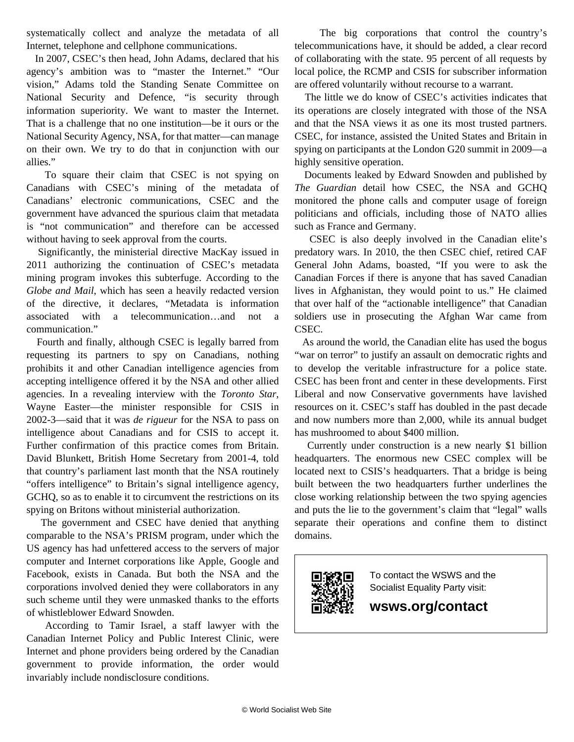systematically collect and analyze the metadata of all Internet, telephone and cellphone communications.

In 2007, CSEC's then head, John Adams, declared that his agency's ambition was to "master the Internet." "Our vision," Adams told the Standing Senate Committee on National Security and Defence, "is security through information superiority. We want to master the Internet. That is a challenge that no one institution—be it ours or the National Security Agency, NSA, for that matter—can manage on their own. We try to do that in conjunction with our allies."

To square their claim that CSEC is not spying on Canadians with CSEC's mining of the metadata of Canadians' electronic communications, CSEC and the government have advanced the spurious claim that metadata is "not communication" and therefore can be accessed without having to seek approval from the courts.

Significantly, the ministerial directive MacKay issued in 2011 authorizing the continuation of CSEC's metadata mining program invokes this subterfuge. According to the *Globe and Mail*, which has seen a heavily redacted version of the directive, it declares, "Metadata is information associated with a telecommunication…and not a communication."

Fourth and finally, although CSEC is legally barred from requesting its partners to spy on Canadians, nothing prohibits it and other Canadian intelligence agencies from accepting intelligence offered it by the NSA and other allied agencies. In a revealing interview with the *Toronto Star*, Wayne Easter—the minister responsible for CSIS in 2002-3—said that it was *de rigueur* for the NSA to pass on intelligence about Canadians and for CSIS to accept it. Further confirmation of this practice comes from Britain. David Blunkett, British Home Secretary from 2001-4, told that country's parliament last month that the NSA routinely "offers intelligence" to Britain's signal intelligence agency, GCHQ, so as to enable it to circumvent the restrictions on its spying on Britons without ministerial authorization.

The government and CSEC have denied that anything comparable to the NSA's PRISM program, under which the US agency has had unfettered access to the servers of major computer and Internet corporations like Apple, Google and Facebook, exists in Canada. But both the NSA and the corporations involved denied they were collaborators in any such scheme until they were unmasked thanks to the efforts of whistleblower Edward Snowden.

According to Tamir Israel, a staff lawyer with the Canadian Internet Policy and Public Interest Clinic, were Internet and phone providers being ordered by the Canadian government to provide information, the order would invariably include nondisclosure conditions.

The big corporations that control the country's telecommunications have, it should be added, a clear record of collaborating with the state. 95 percent of all requests by local police, the RCMP and CSIS for subscriber information are offered voluntarily without recourse to a warrant.

The little we do know of CSEC's activities indicates that its operations are closely integrated with those of the NSA and that the NSA views it as one its most trusted partners. CSEC, for instance, assisted the United States and Britain in spying on participants at the London G20 summit in 2009—a highly sensitive operation.

Documents leaked by Edward Snowden and published by *The Guardian* detail how CSEC, the NSA and GCHQ monitored the phone calls and computer usage of foreign politicians and officials, including those of NATO allies such as France and Germany.

CSEC is also deeply involved in the Canadian elite's predatory wars. In 2010, the then CSEC chief, retired CAF General John Adams, boasted, "If you were to ask the Canadian Forces if there is anyone that has saved Canadian lives in Afghanistan, they would point to us." He claimed that over half of the "actionable intelligence" that Canadian soldiers use in prosecuting the Afghan War came from CSEC.

As around the world, the Canadian elite has used the bogus "war on terror" to justify an assault on democratic rights and to develop the veritable infrastructure for a police state. CSEC has been front and center in these developments. First Liberal and now Conservative governments have lavished resources on it. CSEC's staff has doubled in the past decade and now numbers more than 2,000, while its annual budget has mushroomed to about $400 million.

Currently under construction is a new nearly $1 billion headquarters. The enormous new CSEC complex will be located next to CSIS's headquarters. That a bridge is being built between the two headquarters further underlines the close working relationship between the two spying agencies and puts the lie to the government's claim that "legal" walls separate their operations and confine them to distinct domains.

To contact the WSWS and the Socialist Equality Party visit:

**wsws.org/contact**